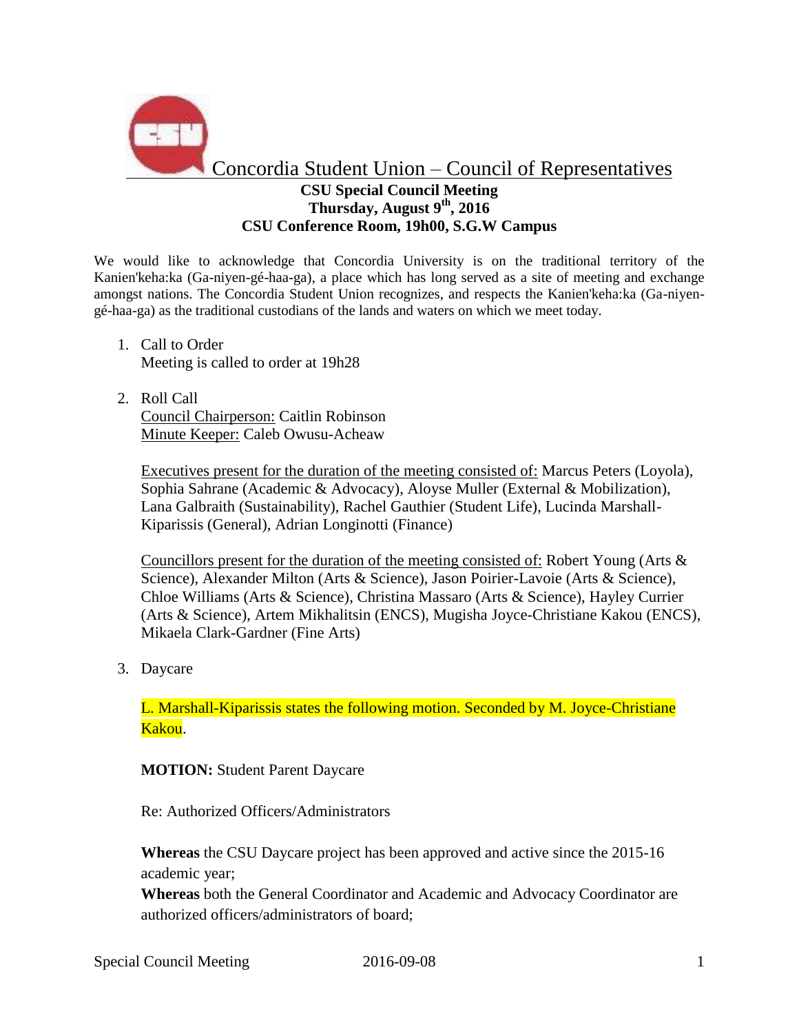# Concordia Student Union – Council of Representatives

**CSU Special Council Meeting**
**Thursday, August 9th, 2016**
**CSU Conference Room, 19h00, S.G.W Campus**

We would like to acknowledge that Concordia University is on the traditional territory of the Kanien'keha:ka (Ga-niyen-gé-haa-ga), a place which has long served as a site of meeting and exchange amongst nations. The Concordia Student Union recognizes, and respects the Kanien'keha:ka (Ga-niyen-gé-haa-ga) as the traditional custodians of the lands and waters on which we meet today.

1. Call to Order
   Meeting is called to order at 19h28

2. Roll Call
   Council Chairperson: Caitlin Robinson
   Minute Keeper: Caleb Owusu-Acheaw

   Executives present for the duration of the meeting consisted of: Marcus Peters (Loyola), Sophia Sahrane (Academic & Advocacy), Aloyse Muller (External & Mobilization), Lana Galbraith (Sustainability), Rachel Gauthier (Student Life), Lucinda Marshall-Kiparissis (General), Adrian Longinotti (Finance)

   Councillors present for the duration of the meeting consisted of: Robert Young (Arts & Science), Alexander Milton (Arts & Science), Jason Poirier-Lavoie (Arts & Science), Chloe Williams (Arts & Science), Christina Massaro (Arts & Science), Hayley Currier (Arts & Science), Artem Mikhalitsin (ENCS), Mugisha Joyce-Christiane Kakou (ENCS), Mikaela Clark-Gardner (Fine Arts)

3. Daycare

   L. Marshall-Kiparissis states the following motion. Seconded by M. Joyce-Christiane Kakou.

   **MOTION:** Student Parent Daycare

   Re: Authorized Officers/Administrators

   **Whereas** the CSU Daycare project has been approved and active since the 2015-16 academic year;
   **Whereas** both the General Coordinator and Academic and Advocacy Coordinator are authorized officers/administrators of board;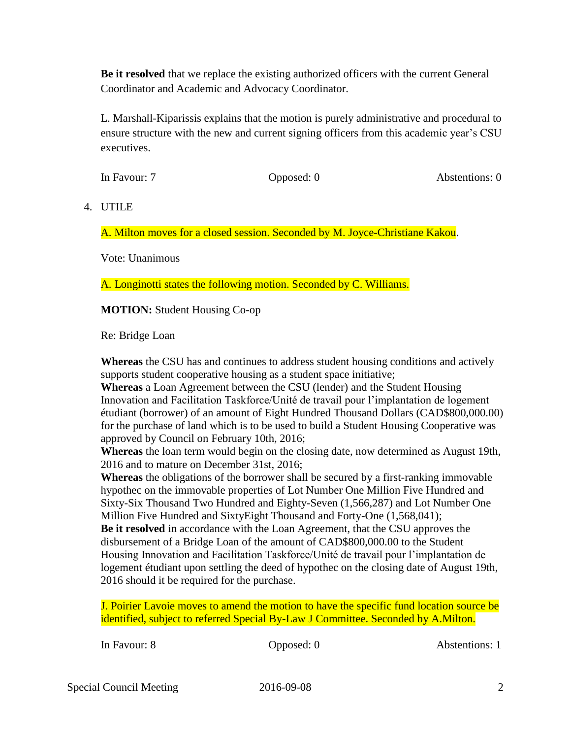**Be it resolved** that we replace the existing authorized officers with the current General Coordinator and Academic and Advocacy Coordinator.

L. Marshall-Kiparissis explains that the motion is purely administrative and procedural to ensure structure with the new and current signing officers from this academic year's CSU executives.

In Favour: 7 | Opposed: 0 | Abstentions: 0

4. UTILE

A. Milton moves for a closed session. Seconded by M. Joyce-Christiane Kakou.

Vote: Unanimous

A. Longinotti states the following motion. Seconded by C. Williams.

**MOTION:** Student Housing Co-op

Re: Bridge Loan

**Whereas** the CSU has and continues to address student housing conditions and actively supports student cooperative housing as a student space initiative;
**Whereas** a Loan Agreement between the CSU (lender) and the Student Housing Innovation and Facilitation Taskforce/Unité de travail pour l'implantation de logement étudiant (borrower) of an amount of Eight Hundred Thousand Dollars (CAD$800,000.00) for the purchase of land which is to be used to build a Student Housing Cooperative was approved by Council on February 10th, 2016;
**Whereas** the loan term would begin on the closing date, now determined as August 19th, 2016 and to mature on December 31st, 2016;
**Whereas** the obligations of the borrower shall be secured by a first-ranking immovable hypothec on the immovable properties of Lot Number One Million Five Hundred and Sixty-Six Thousand Two Hundred and Eighty-Seven (1,566,287) and Lot Number One Million Five Hundred and SixtyEight Thousand and Forty-One (1,568,041);
**Be it resolved** in accordance with the Loan Agreement, that the CSU approves the disbursement of a Bridge Loan of the amount of CAD$800,000.00 to the Student Housing Innovation and Facilitation Taskforce/Unité de travail pour l'implantation de logement étudiant upon settling the deed of hypothec on the closing date of August 19th, 2016 should it be required for the purchase.

J. Poirier Lavoie moves to amend the motion to have the specific fund location source be identified, subject to referred Special By-Law J Committee. Seconded by A.Milton.

In Favour: 8 | Opposed: 0 | Abstentions: 1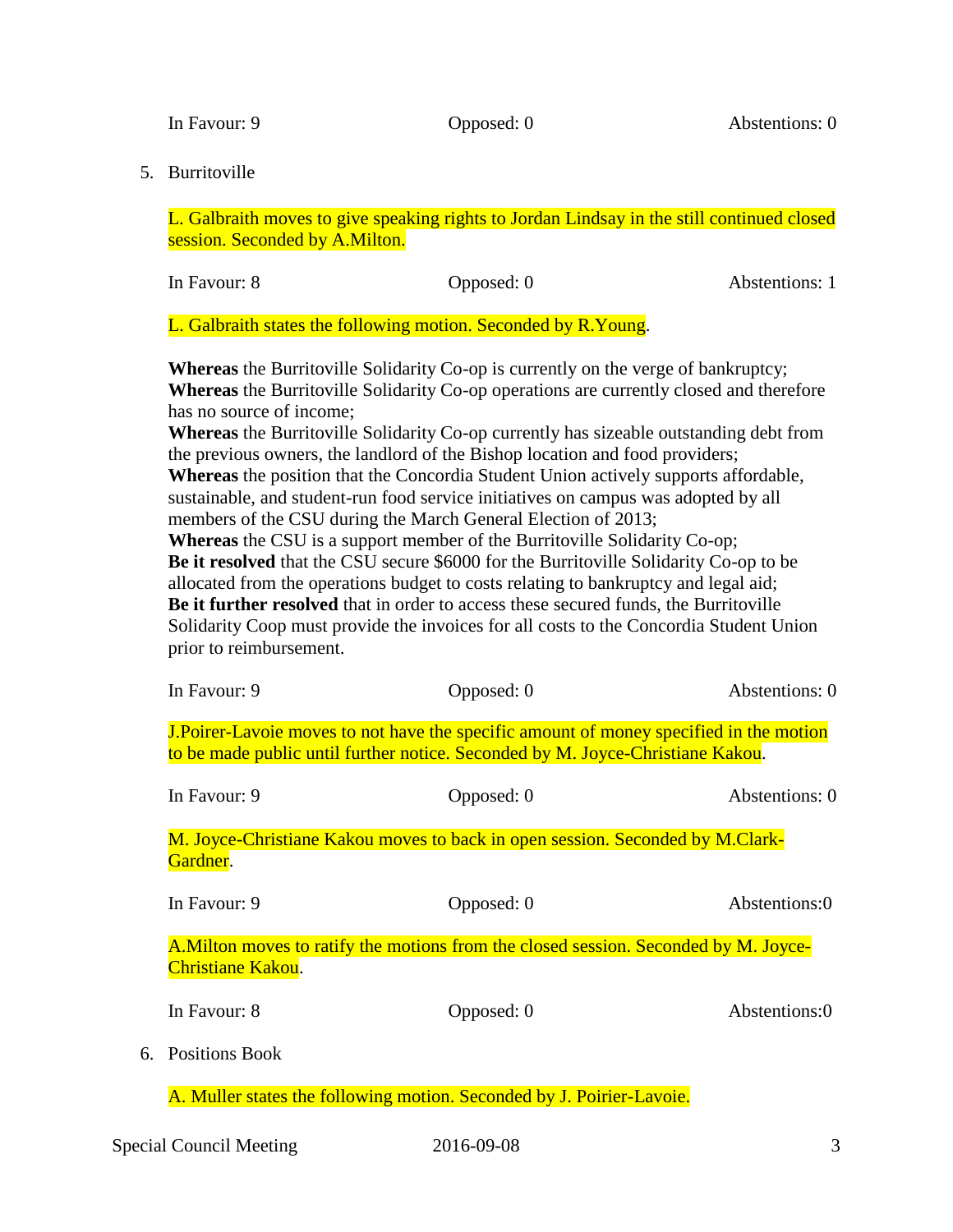In Favour: 9 Opposed: 0 Abstentions: 0

5. Burritoville

L. Galbraith moves to give speaking rights to Jordan Lindsay in the still continued closed session. Seconded by A.Milton.

In Favour: 8 Opposed: 0 Abstentions: 1

L. Galbraith states the following motion. Seconded by R.Young.

**Whereas** the Burritoville Solidarity Co-op is currently on the verge of bankruptcy;
**Whereas** the Burritoville Solidarity Co-op operations are currently closed and therefore has no source of income;
**Whereas** the Burritoville Solidarity Co-op currently has sizeable outstanding debt from the previous owners, the landlord of the Bishop location and food providers;
**Whereas** the position that the Concordia Student Union actively supports affordable, sustainable, and student-run food service initiatives on campus was adopted by all members of the CSU during the March General Election of 2013;
**Whereas** the CSU is a support member of the Burritoville Solidarity Co-op;
**Be it resolved** that the CSU secure $6000 for the Burritoville Solidarity Co-op to be allocated from the operations budget to costs relating to bankruptcy and legal aid;
**Be it further resolved** that in order to access these secured funds, the Burritoville Solidarity Coop must provide the invoices for all costs to the Concordia Student Union prior to reimbursement.

In Favour: 9 Opposed: 0 Abstentions: 0

J.Poirer-Lavoie moves to not have the specific amount of money specified in the motion to be made public until further notice. Seconded by M. Joyce-Christiane Kakou.

In Favour: 9 Opposed: 0 Abstentions: 0

M. Joyce-Christiane Kakou moves to back in open session. Seconded by M.Clark-Gardner.

In Favour: 9 Opposed: 0 Abstentions:0

A.Milton moves to ratify the motions from the closed session. Seconded by M. Joyce-Christiane Kakou.

In Favour: 8 Opposed: 0 Abstentions:0

6. Positions Book

A. Muller states the following motion. Seconded by J. Poirier-Lavoie.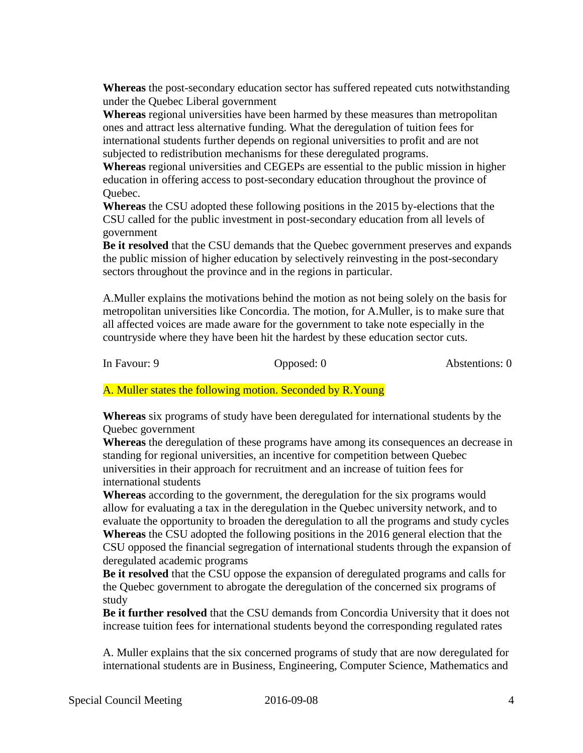**Whereas** the post-secondary education sector has suffered repeated cuts notwithstanding under the Quebec Liberal government

**Whereas** regional universities have been harmed by these measures than metropolitan ones and attract less alternative funding. What the deregulation of tuition fees for international students further depends on regional universities to profit and are not subjected to redistribution mechanisms for these deregulated programs.

**Whereas** regional universities and CEGEPs are essential to the public mission in higher education in offering access to post-secondary education throughout the province of Quebec.

**Whereas** the CSU adopted these following positions in the 2015 by-elections that the CSU called for the public investment in post-secondary education from all levels of government

**Be it resolved** that the CSU demands that the Quebec government preserves and expands the public mission of higher education by selectively reinvesting in the post-secondary sectors throughout the province and in the regions in particular.

A.Muller explains the motivations behind the motion as not being solely on the basis for metropolitan universities like Concordia. The motion, for A.Muller, is to make sure that all affected voices are made aware for the government to take note especially in the countryside where they have been hit the hardest by these education sector cuts.

In Favour: 9 Opposed: 0 Abstentions: 0

A. Muller states the following motion. Seconded by R.Young

**Whereas** six programs of study have been deregulated for international students by the Quebec government

**Whereas** the deregulation of these programs have among its consequences an decrease in standing for regional universities, an incentive for competition between Quebec universities in their approach for recruitment and an increase of tuition fees for international students

**Whereas** according to the government, the deregulation for the six programs would allow for evaluating a tax in the deregulation in the Quebec university network, and to evaluate the opportunity to broaden the deregulation to all the programs and study cycles

**Whereas** the CSU adopted the following positions in the 2016 general election that the CSU opposed the financial segregation of international students through the expansion of deregulated academic programs

**Be it resolved** that the CSU oppose the expansion of deregulated programs and calls for the Quebec government to abrogate the deregulation of the concerned six programs of study

**Be it further resolved** that the CSU demands from Concordia University that it does not increase tuition fees for international students beyond the corresponding regulated rates

A. Muller explains that the six concerned programs of study that are now deregulated for international students are in Business, Engineering, Computer Science, Mathematics and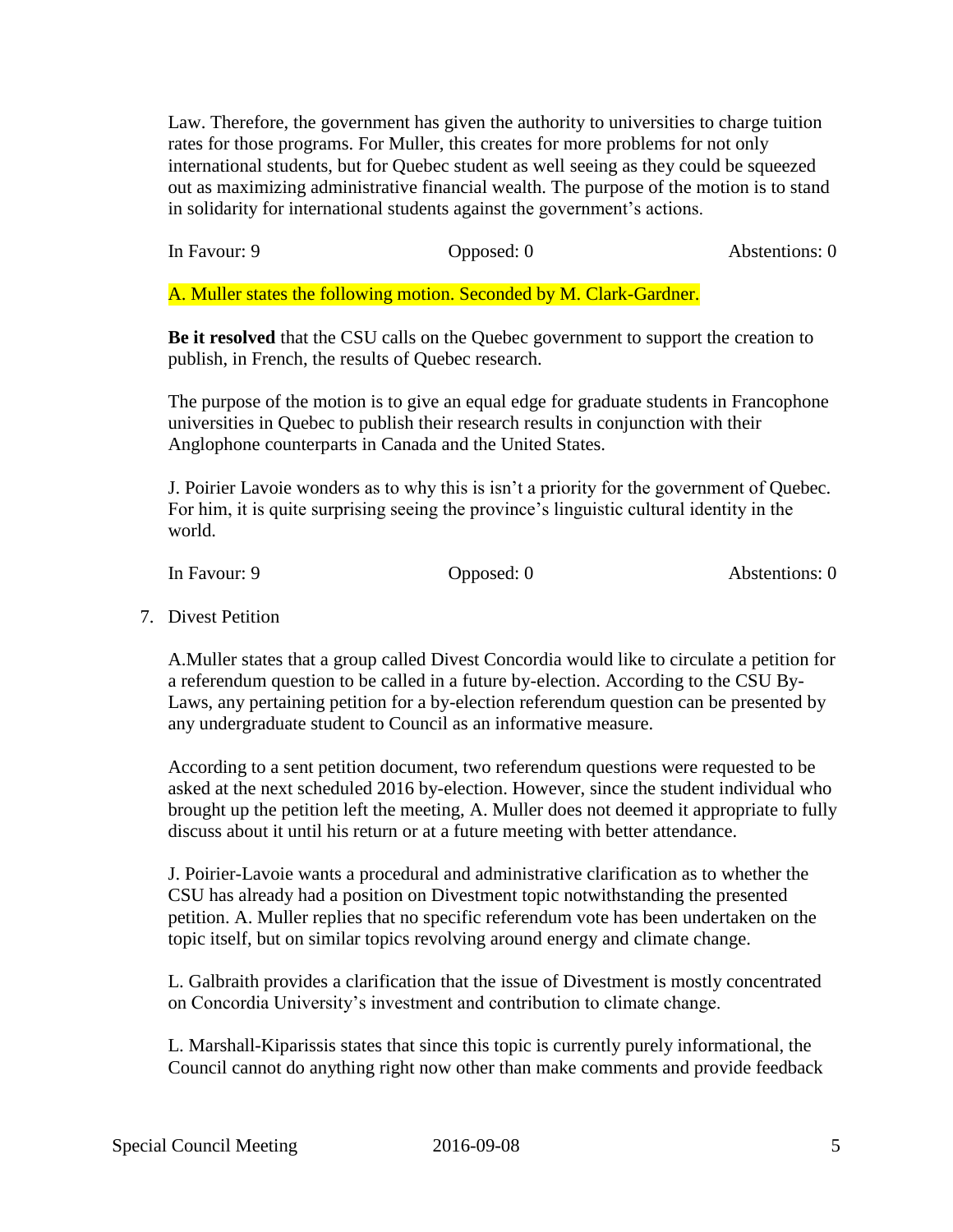Law. Therefore, the government has given the authority to universities to charge tuition rates for those programs. For Muller, this creates for more problems for not only international students, but for Quebec student as well seeing as they could be squeezed out as maximizing administrative financial wealth. The purpose of the motion is to stand in solidarity for international students against the government's actions.

| In Favour: 9 | Opposed: 0 | Abstentions: 0 |
|---|---|---|

A. Muller states the following motion. Seconded by M. Clark-Gardner.

**Be it resolved** that the CSU calls on the Quebec government to support the creation to publish, in French, the results of Quebec research.

The purpose of the motion is to give an equal edge for graduate students in Francophone universities in Quebec to publish their research results in conjunction with their Anglophone counterparts in Canada and the United States.

J. Poirier Lavoie wonders as to why this is isn't a priority for the government of Quebec. For him, it is quite surprising seeing the province's linguistic cultural identity in the world.

| In Favour: 9 | Opposed: 0 | Abstentions: 0 |
|---|---|---|

7. Divest Petition

A.Muller states that a group called Divest Concordia would like to circulate a petition for a referendum question to be called in a future by-election. According to the CSU By-Laws, any pertaining petition for a by-election referendum question can be presented by any undergraduate student to Council as an informative measure.

According to a sent petition document, two referendum questions were requested to be asked at the next scheduled 2016 by-election. However, since the student individual who brought up the petition left the meeting, A. Muller does not deemed it appropriate to fully discuss about it until his return or at a future meeting with better attendance.

J. Poirier-Lavoie wants a procedural and administrative clarification as to whether the CSU has already had a position on Divestment topic notwithstanding the presented petition. A. Muller replies that no specific referendum vote has been undertaken on the topic itself, but on similar topics revolving around energy and climate change.

L. Galbraith provides a clarification that the issue of Divestment is mostly concentrated on Concordia University's investment and contribution to climate change.

L. Marshall-Kiparissis states that since this topic is currently purely informational, the Council cannot do anything right now other than make comments and provide feedback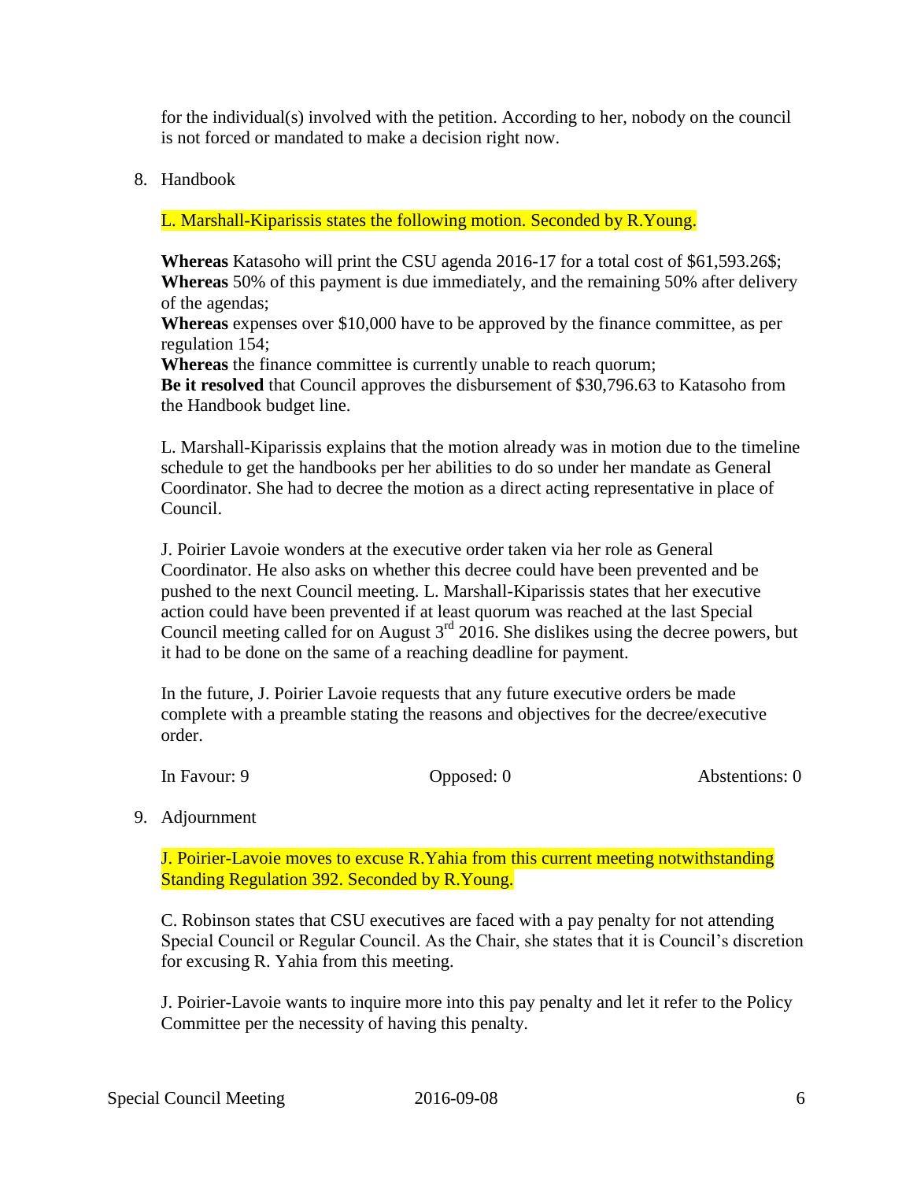for the individual(s) involved with the petition. According to her, nobody on the council is not forced or mandated to make a decision right now.

8. Handbook

L. Marshall-Kiparissis states the following motion. Seconded by R.Young.

**Whereas** Katasoho will print the CSU agenda 2016-17 for a total cost of $61,593.26$;
**Whereas** 50% of this payment is due immediately, and the remaining 50% after delivery of the agendas;
**Whereas** expenses over $10,000 have to be approved by the finance committee, as per regulation 154;
**Whereas** the finance committee is currently unable to reach quorum;
**Be it resolved** that Council approves the disbursement of $30,796.63 to Katasoho from the Handbook budget line.

L. Marshall-Kiparissis explains that the motion already was in motion due to the timeline schedule to get the handbooks per her abilities to do so under her mandate as General Coordinator. She had to decree the motion as a direct acting representative in place of Council.

J. Poirier Lavoie wonders at the executive order taken via her role as General Coordinator. He also asks on whether this decree could have been prevented and be pushed to the next Council meeting. L. Marshall-Kiparissis states that her executive action could have been prevented if at least quorum was reached at the last Special Council meeting called for on August 3rd 2016. She dislikes using the decree powers, but it had to be done on the same of a reaching deadline for payment.

In the future, J. Poirier Lavoie requests that any future executive orders be made complete with a preamble stating the reasons and objectives for the decree/executive order.

In Favour: 9 Opposed: 0 Abstentions: 0

9. Adjournment

J. Poirier-Lavoie moves to excuse R.Yahia from this current meeting notwithstanding Standing Regulation 392. Seconded by R.Young.

C. Robinson states that CSU executives are faced with a pay penalty for not attending Special Council or Regular Council. As the Chair, she states that it is Council's discretion for excusing R. Yahia from this meeting.

J. Poirier-Lavoie wants to inquire more into this pay penalty and let it refer to the Policy Committee per the necessity of having this penalty.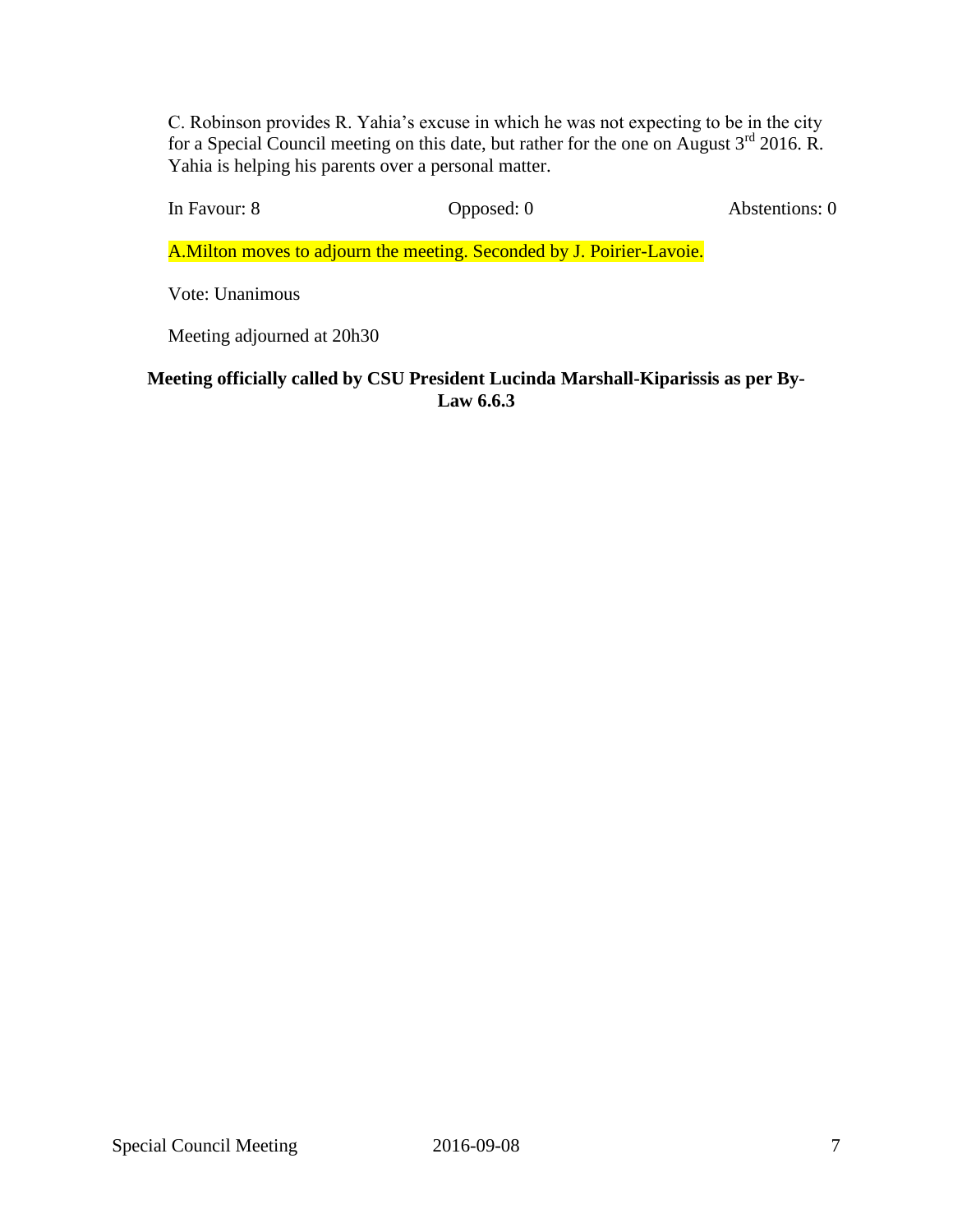C. Robinson provides R. Yahia's excuse in which he was not expecting to be in the city for a Special Council meeting on this date, but rather for the one on August 3rd 2016. R. Yahia is helping his parents over a personal matter.

In Favour: 8 Opposed: 0 Abstentions: 0

A.Milton moves to adjourn the meeting. Seconded by J. Poirier-Lavoie.

Vote: Unanimous

Meeting adjourned at 20h30

**Meeting officially called by CSU President Lucinda Marshall-Kiparissis as per By-Law 6.6.3**